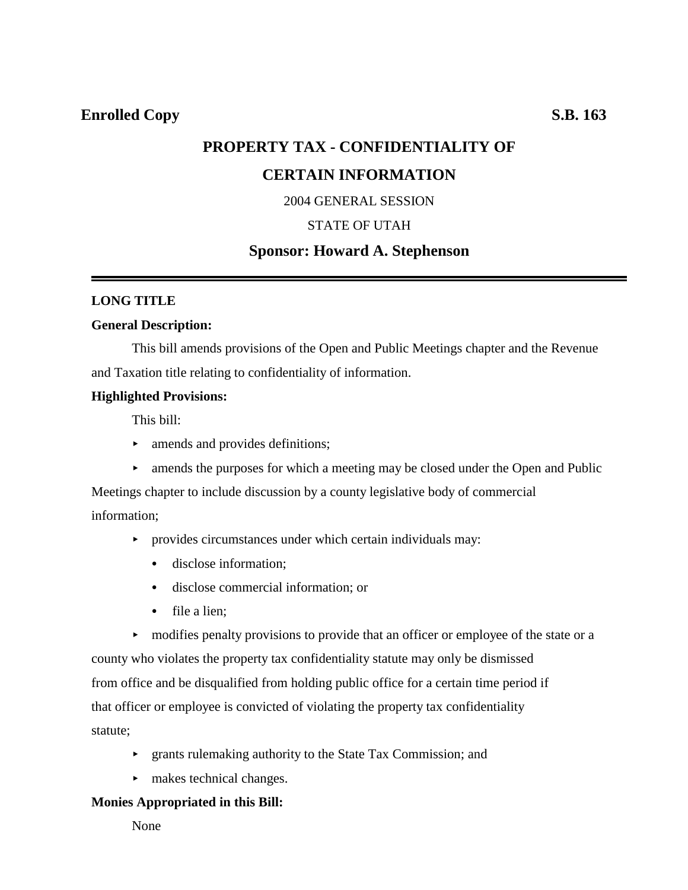**Enrolled Copy** **S.B. 163**

# PROPERTY TAX - CONFIDENTIALITY OF CERTAIN INFORMATION

2004 GENERAL SESSION

STATE OF UTAH

**Sponsor: Howard A. Stephenson**

---

**LONG TITLE**

**General Description:**

This bill amends provisions of the Open and Public Meetings chapter and the Revenue and Taxation title relating to confidentiality of information.

**Highlighted Provisions:**

This bill:

- amends and provides definitions;
- amends the purposes for which a meeting may be closed under the Open and Public Meetings chapter to include discussion by a county legislative body of commercial information;
- provides circumstances under which certain individuals may:
  - disclose information;
  - disclose commercial information; or
  - file a lien;
- modifies penalty provisions to provide that an officer or employee of the state or a county who violates the property tax confidentiality statute may only be dismissed from office and be disqualified from holding public office for a certain time period if that officer or employee is convicted of violating the property tax confidentiality statute;
- grants rulemaking authority to the State Tax Commission; and
- makes technical changes.

**Monies Appropriated in this Bill:**

None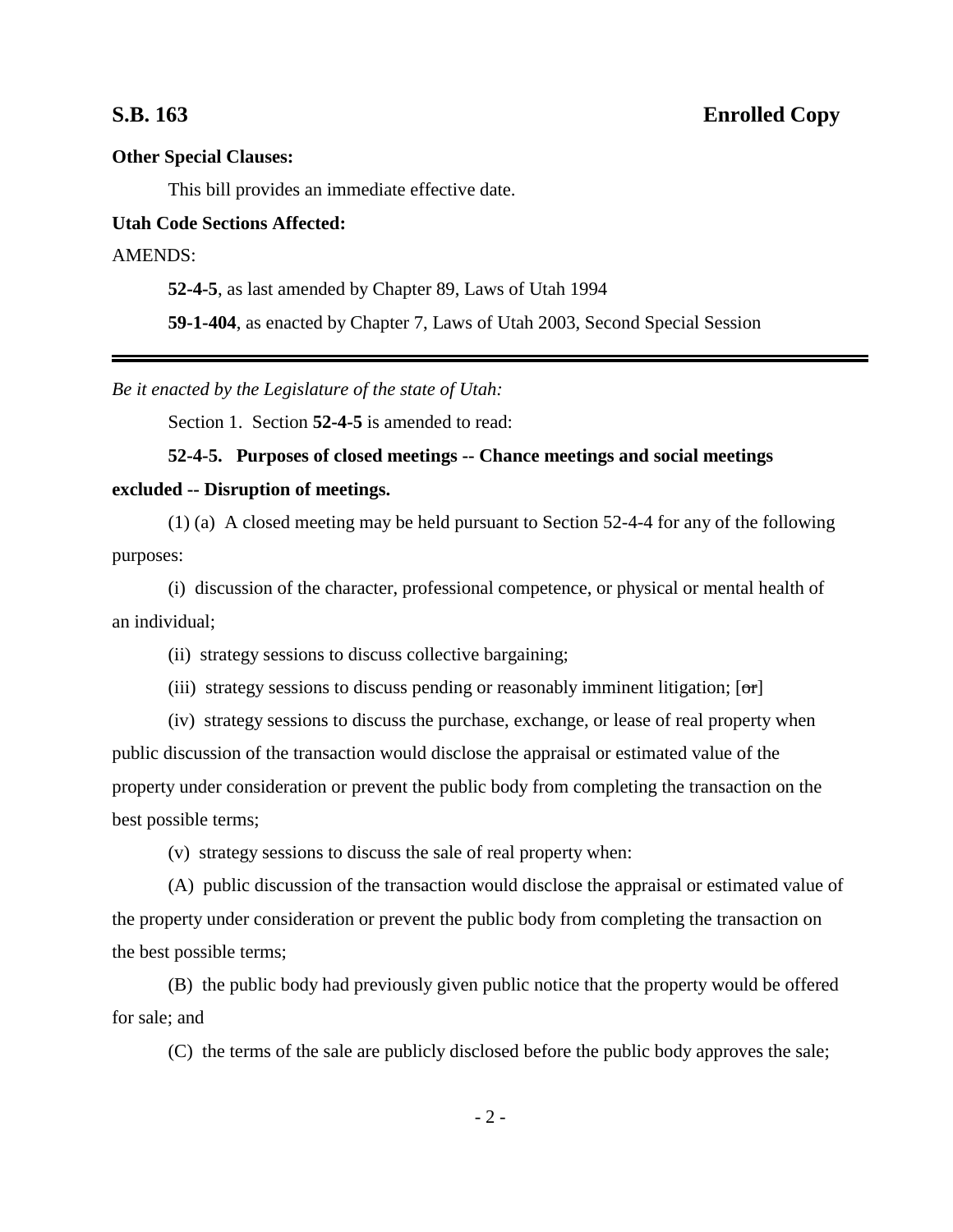**Other Special Clauses:**

This bill provides an immediate effective date.

**Utah Code Sections Affected:**

AMENDS:

**52-4-5**, as last amended by Chapter 89, Laws of Utah 1994

**59-1-404**, as enacted by Chapter 7, Laws of Utah 2003, Second Special Session

---

*Be it enacted by the Legislature of the state of Utah:*

Section 1. Section **52-4-5** is amended to read:

**52-4-5. Purposes of closed meetings -- Chance meetings and social meetings excluded -- Disruption of meetings.**

(1) (a) A closed meeting may be held pursuant to Section 52-4-4 for any of the following purposes:

(i) discussion of the character, professional competence, or physical or mental health of an individual;

(ii) strategy sessions to discuss collective bargaining;

(iii) strategy sessions to discuss pending or reasonably imminent litigation; [~~or~~]

(iv) strategy sessions to discuss the purchase, exchange, or lease of real property when public discussion of the transaction would disclose the appraisal or estimated value of the property under consideration or prevent the public body from completing the transaction on the best possible terms;

(v) strategy sessions to discuss the sale of real property when:

(A) public discussion of the transaction would disclose the appraisal or estimated value of the property under consideration or prevent the public body from completing the transaction on the best possible terms;

(B) the public body had previously given public notice that the property would be offered for sale; and

(C) the terms of the sale are publicly disclosed before the public body approves the sale;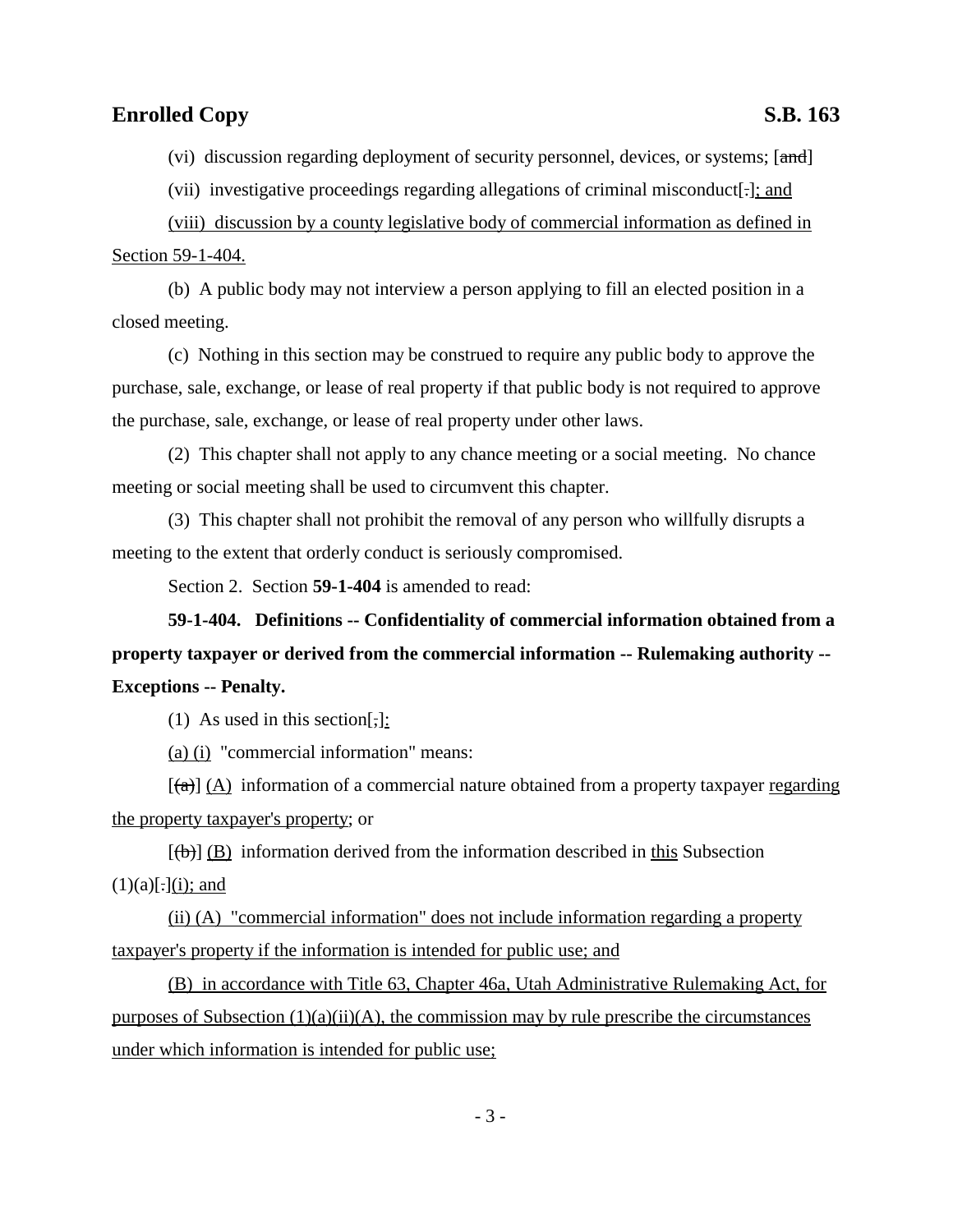(vi) discussion regarding deployment of security personnel, devices, or systems; [~~and~~]

(vii) investigative proceedings regarding allegations of criminal misconduct[~~.~~]<u>; and</u>

<u>(viii) discussion by a county legislative body of commercial information as defined in Section 59-1-404.</u>

(b) A public body may not interview a person applying to fill an elected position in a closed meeting.

(c) Nothing in this section may be construed to require any public body to approve the purchase, sale, exchange, or lease of real property if that public body is not required to approve the purchase, sale, exchange, or lease of real property under other laws.

(2) This chapter shall not apply to any chance meeting or a social meeting. No chance meeting or social meeting shall be used to circumvent this chapter.

(3) This chapter shall not prohibit the removal of any person who willfully disrupts a meeting to the extent that orderly conduct is seriously compromised.

Section 2. Section **59-1-404** is amended to read:

**59-1-404. Definitions -- Confidentiality of commercial information obtained from a property taxpayer or derived from the commercial information -- Rulemaking authority -- Exceptions -- Penalty.**

(1) As used in this section[~~,~~]<u>:</u>

<u>(a) (i)</u> "commercial information" means:

[~~(a)~~] <u>(A)</u> information of a commercial nature obtained from a property taxpayer <u>regarding the property taxpayer's property</u>; or

[~~(b)~~] <u>(B)</u> information derived from the information described in <u>this</u> Subsection (1)(a)[~~.~~]<u>(i); and</u>

<u>(ii) (A) "commercial information" does not include information regarding a property taxpayer's property if the information is intended for public use; and</u>

<u>(B) in accordance with Title 63, Chapter 46a, Utah Administrative Rulemaking Act, for purposes of Subsection (1)(a)(ii)(A), the commission may by rule prescribe the circumstances under which information is intended for public use;</u>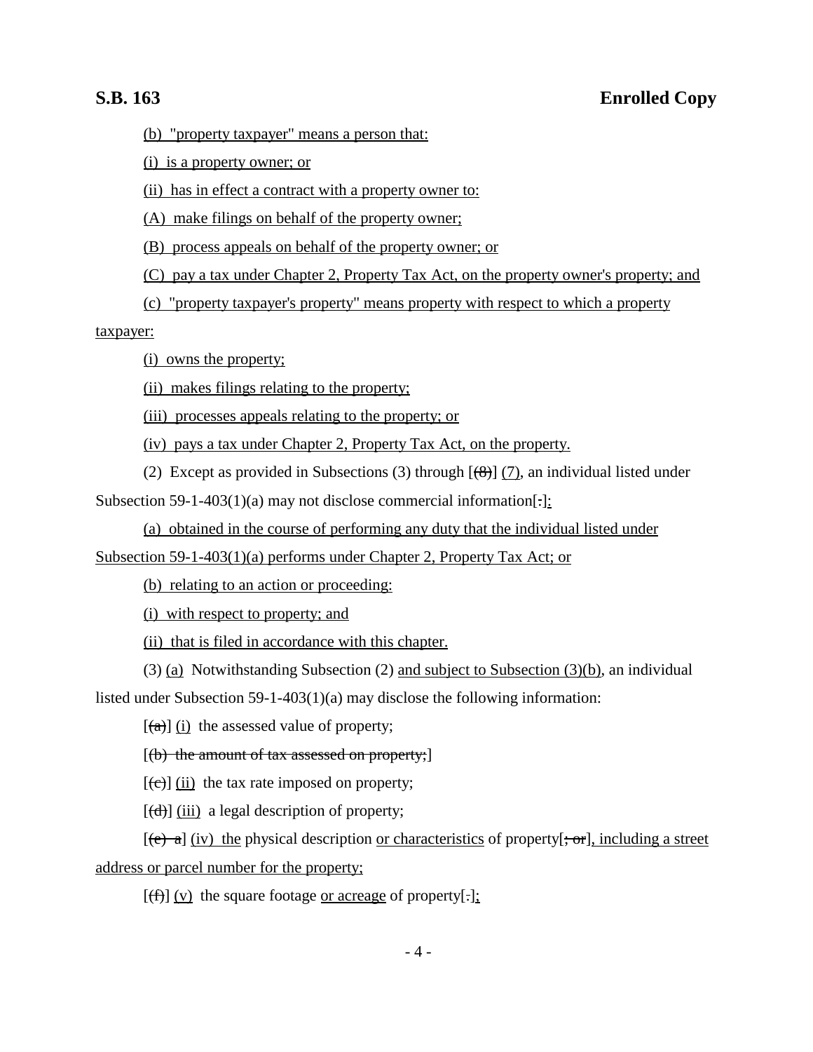(b) "property taxpayer" means a person that:

(i) is a property owner; or

(ii) has in effect a contract with a property owner to:

(A) make filings on behalf of the property owner;

(B) process appeals on behalf of the property owner; or

(C) pay a tax under Chapter 2, Property Tax Act, on the property owner's property; and

(c) "property taxpayer's property" means property with respect to which a property taxpayer:

(i) owns the property;

(ii) makes filings relating to the property;

(iii) processes appeals relating to the property; or

(iv) pays a tax under Chapter 2, Property Tax Act, on the property.

(2) Except as provided in Subsections (3) through [~~(8)~~] (7), an individual listed under Subsection 59-1-403(1)(a) may not disclose commercial information[~~.~~]:

(a) obtained in the course of performing any duty that the individual listed under Subsection 59-1-403(1)(a) performs under Chapter 2, Property Tax Act; or

(b) relating to an action or proceeding:

(i) with respect to property; and

(ii) that is filed in accordance with this chapter.

(3) (a) Notwithstanding Subsection (2) and subject to Subsection (3)(b), an individual listed under Subsection 59-1-403(1)(a) may disclose the following information:

[~~(a)~~] (i) the assessed value of property;

[~~(b) the amount of tax assessed on property;~~]

[~~(c)~~] (ii) the tax rate imposed on property;

[~~(d)~~] (iii) a legal description of property;

[~~(e) a~~] (iv) the physical description or characteristics of property[~~; or~~], including a street address or parcel number for the property;

[~~(f)~~] (v) the square footage or acreage of property[~~.~~];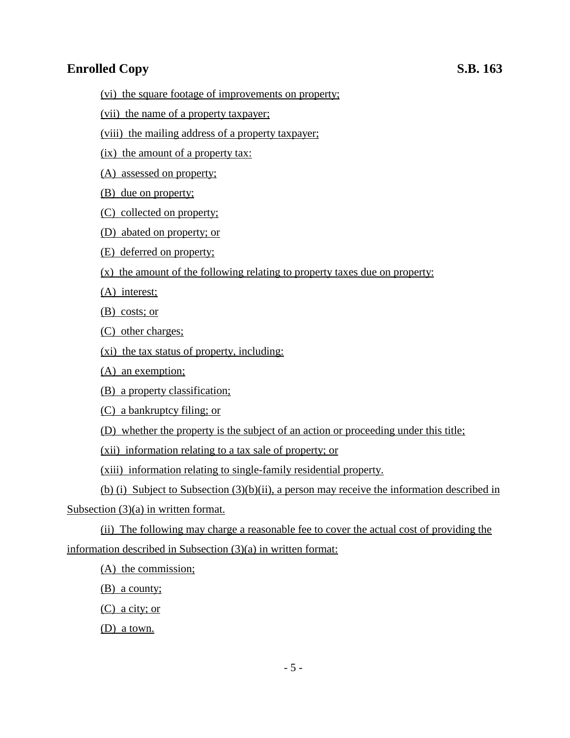(vi) the square footage of improvements on property;

(vii) the name of a property taxpayer;

(viii) the mailing address of a property taxpayer;

(ix) the amount of a property tax:

(A) assessed on property;

(B) due on property;

(C) collected on property;

(D) abated on property; or

(E) deferred on property;

(x) the amount of the following relating to property taxes due on property:

(A) interest;

(B) costs; or

(C) other charges;

(xi) the tax status of property, including:

(A) an exemption;

(B) a property classification;

(C) a bankruptcy filing; or

(D) whether the property is the subject of an action or proceeding under this title;

(xii) information relating to a tax sale of property; or

(xiii) information relating to single-family residential property.

(b) (i) Subject to Subsection (3)(b)(ii), a person may receive the information described in Subsection (3)(a) in written format.

(ii) The following may charge a reasonable fee to cover the actual cost of providing the information described in Subsection (3)(a) in written format:

(A) the commission;

(B) a county;

(C) a city; or

(D) a town.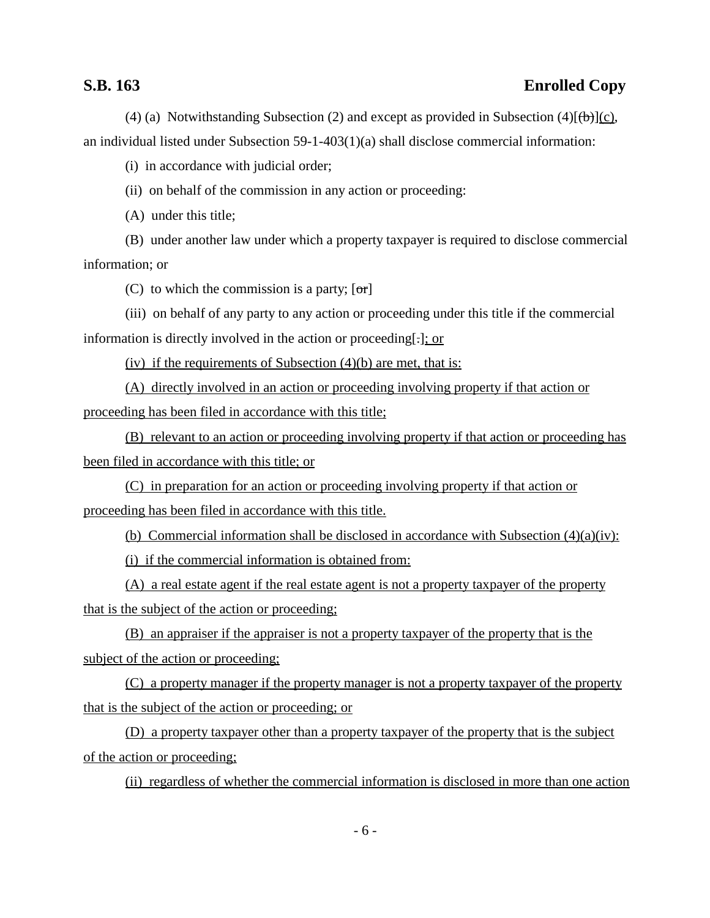(4) (a) Notwithstanding Subsection (2) and except as provided in Subsection (4)[~~(b)~~](c), an individual listed under Subsection 59-1-403(1)(a) shall disclose commercial information:

(i) in accordance with judicial order;

(ii) on behalf of the commission in any action or proceeding:

(A) under this title;

(B) under another law under which a property taxpayer is required to disclose commercial information; or

(C) to which the commission is a party; [~~or~~]

(iii) on behalf of any party to any action or proceeding under this title if the commercial information is directly involved in the action or proceeding[~~.~~]; or

(iv) if the requirements of Subsection (4)(b) are met, that is:

(A) directly involved in an action or proceeding involving property if that action or proceeding has been filed in accordance with this title;

(B) relevant to an action or proceeding involving property if that action or proceeding has been filed in accordance with this title; or

(C) in preparation for an action or proceeding involving property if that action or proceeding has been filed in accordance with this title.

(b) Commercial information shall be disclosed in accordance with Subsection (4)(a)(iv):

(i) if the commercial information is obtained from:

(A) a real estate agent if the real estate agent is not a property taxpayer of the property that is the subject of the action or proceeding;

(B) an appraiser if the appraiser is not a property taxpayer of the property that is the subject of the action or proceeding;

(C) a property manager if the property manager is not a property taxpayer of the property that is the subject of the action or proceeding; or

(D) a property taxpayer other than a property taxpayer of the property that is the subject of the action or proceeding;

(ii) regardless of whether the commercial information is disclosed in more than one action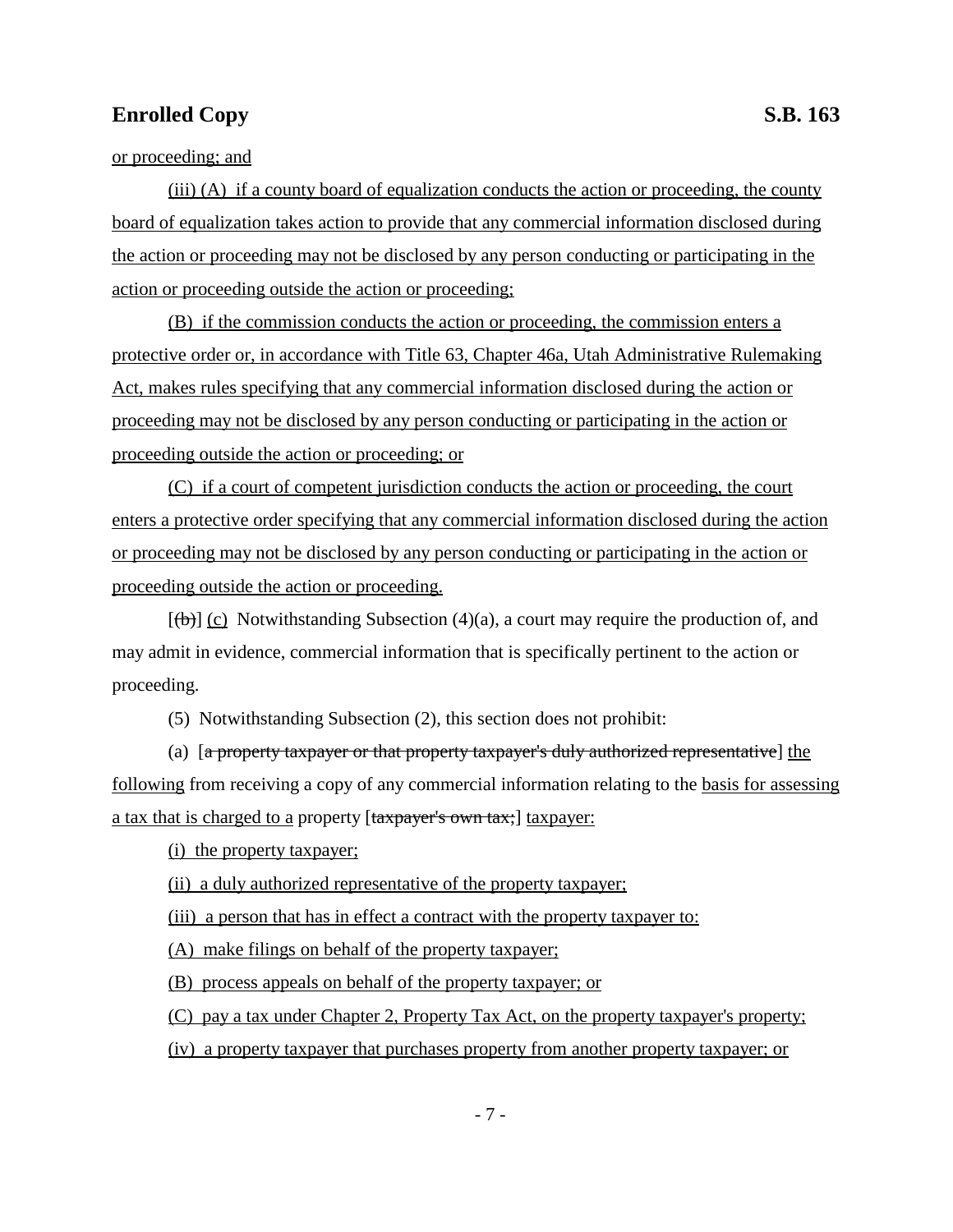or proceeding; and

(iii) (A) if a county board of equalization conducts the action or proceeding, the county board of equalization takes action to provide that any commercial information disclosed during the action or proceeding may not be disclosed by any person conducting or participating in the action or proceeding outside the action or proceeding;

(B) if the commission conducts the action or proceeding, the commission enters a protective order or, in accordance with Title 63, Chapter 46a, Utah Administrative Rulemaking Act, makes rules specifying that any commercial information disclosed during the action or proceeding may not be disclosed by any person conducting or participating in the action or proceeding outside the action or proceeding; or

(C) if a court of competent jurisdiction conducts the action or proceeding, the court enters a protective order specifying that any commercial information disclosed during the action or proceeding may not be disclosed by any person conducting or participating in the action or proceeding outside the action or proceeding.

[~~(b)~~] (c) Notwithstanding Subsection (4)(a), a court may require the production of, and may admit in evidence, commercial information that is specifically pertinent to the action or proceeding.

(5) Notwithstanding Subsection (2), this section does not prohibit:

(a) [~~a property taxpayer or that property taxpayer's duly authorized representative~~] the following from receiving a copy of any commercial information relating to the basis for assessing a tax that is charged to a property [~~taxpayer's own tax;~~] taxpayer:

(i) the property taxpayer;

(ii) a duly authorized representative of the property taxpayer;

(iii) a person that has in effect a contract with the property taxpayer to:

(A) make filings on behalf of the property taxpayer;

(B) process appeals on behalf of the property taxpayer; or

(C) pay a tax under Chapter 2, Property Tax Act, on the property taxpayer's property;

(iv) a property taxpayer that purchases property from another property taxpayer; or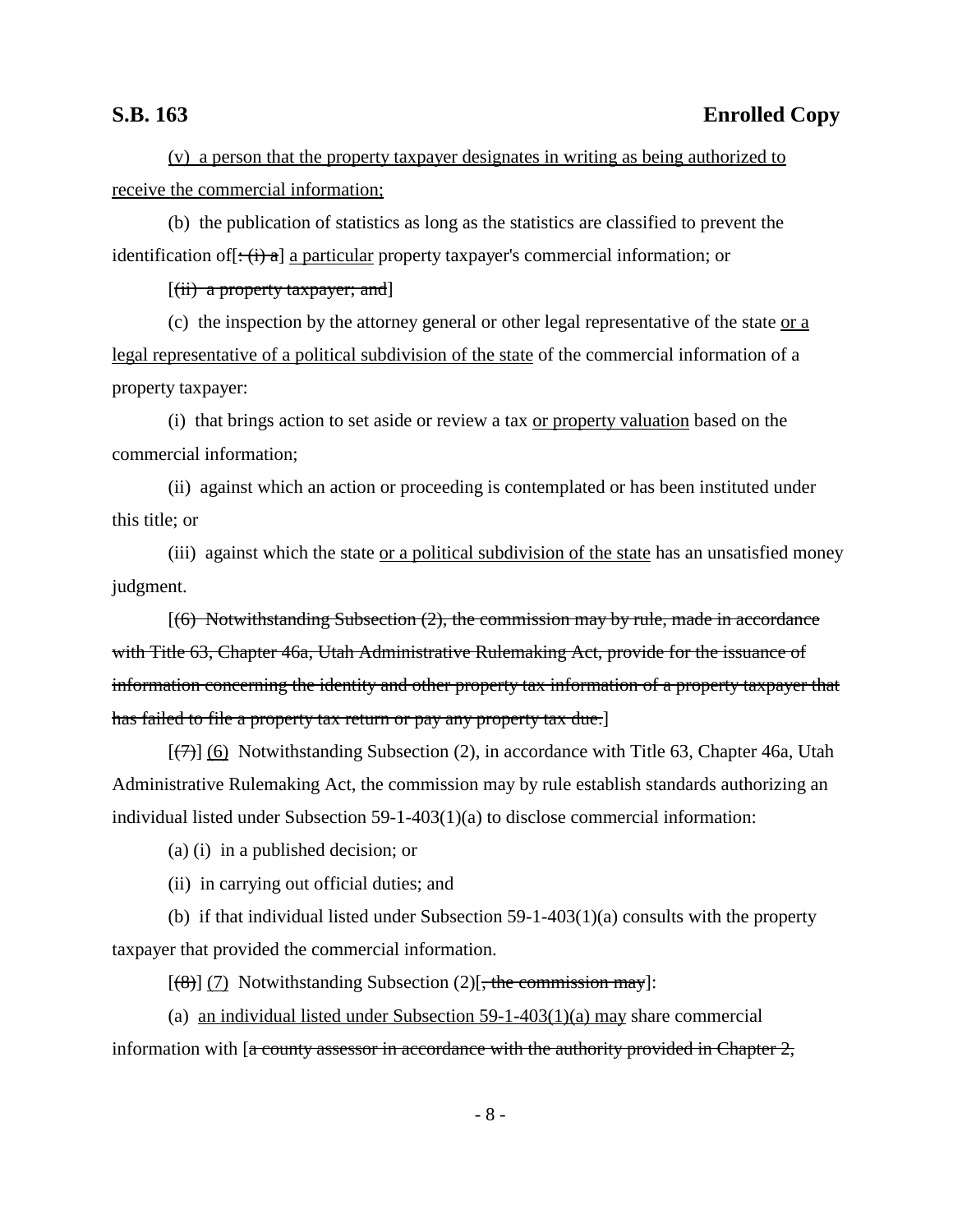(v) a person that the property taxpayer designates in writing as being authorized to receive the commercial information;

(b) the publication of statistics as long as the statistics are classified to prevent the identification of[~~: (i) a~~] a particular property taxpayer's commercial information; or

[~~(ii) a property taxpayer; and~~]

(c) the inspection by the attorney general or other legal representative of the state or a legal representative of a political subdivision of the state of the commercial information of a property taxpayer:

(i) that brings action to set aside or review a tax or property valuation based on the commercial information;

(ii) against which an action or proceeding is contemplated or has been instituted under this title; or

(iii) against which the state or a political subdivision of the state has an unsatisfied money judgment.

[~~(6) Notwithstanding Subsection (2), the commission may by rule, made in accordance with Title 63, Chapter 46a, Utah Administrative Rulemaking Act, provide for the issuance of information concerning the identity and other property tax information of a property taxpayer that has failed to file a property tax return or pay any property tax due.~~]

[~~(7)~~] (6) Notwithstanding Subsection (2), in accordance with Title 63, Chapter 46a, Utah Administrative Rulemaking Act, the commission may by rule establish standards authorizing an individual listed under Subsection 59-1-403(1)(a) to disclose commercial information:

(a) (i) in a published decision; or

(ii) in carrying out official duties; and

(b) if that individual listed under Subsection 59-1-403(1)(a) consults with the property taxpayer that provided the commercial information.

[~~(8)~~] (7) Notwithstanding Subsection (2)[~~, the commission may~~]:

(a) an individual listed under Subsection 59-1-403(1)(a) may share commercial information with [~~a county assessor in accordance with the authority provided in Chapter 2,~~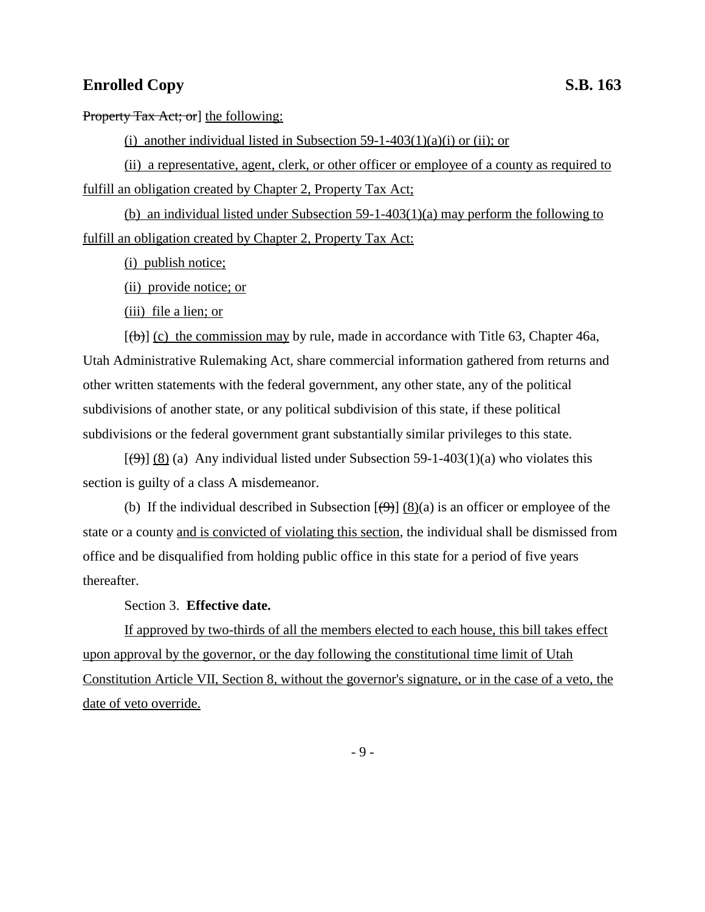~~Property Tax Act; or~~] the following:

(i) another individual listed in Subsection 59-1-403(1)(a)(i) or (ii); or

(ii) a representative, agent, clerk, or other officer or employee of a county as required to fulfill an obligation created by Chapter 2, Property Tax Act;

(b) an individual listed under Subsection 59-1-403(1)(a) may perform the following to fulfill an obligation created by Chapter 2, Property Tax Act:

(i) publish notice;

(ii) provide notice; or

(iii) file a lien; or

[~~(b)~~] (c) the commission may by rule, made in accordance with Title 63, Chapter 46a, Utah Administrative Rulemaking Act, share commercial information gathered from returns and other written statements with the federal government, any other state, any of the political subdivisions of another state, or any political subdivision of this state, if these political subdivisions or the federal government grant substantially similar privileges to this state.

[~~(9)~~] (8) (a) Any individual listed under Subsection 59-1-403(1)(a) who violates this section is guilty of a class A misdemeanor.

(b) If the individual described in Subsection [~~(9)~~] (8)(a) is an officer or employee of the state or a county and is convicted of violating this section, the individual shall be dismissed from office and be disqualified from holding public office in this state for a period of five years thereafter.

Section 3. **Effective date.**

If approved by two-thirds of all the members elected to each house, this bill takes effect upon approval by the governor, or the day following the constitutional time limit of Utah Constitution Article VII, Section 8, without the governor's signature, or in the case of a veto, the date of veto override.